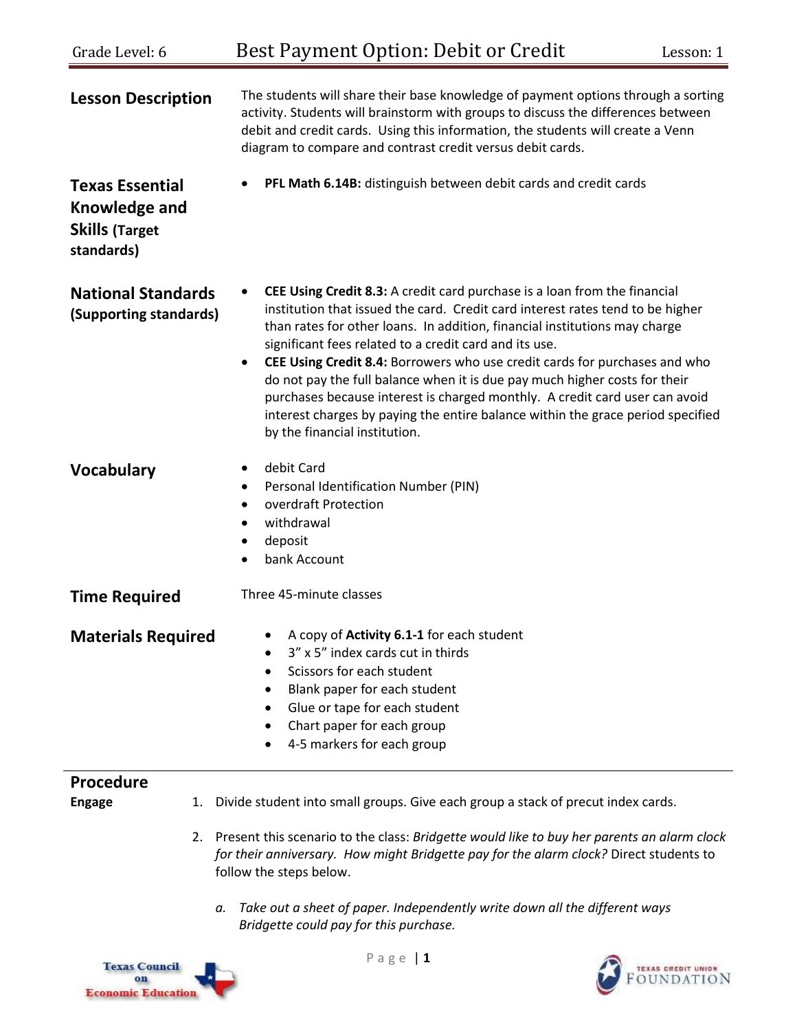Grade Level: 6 — **Best Payment Option: Debit or Credit** — Lesson: 1

## Lesson Description

The students will share their base knowledge of payment options through a sorting activity. Students will brainstorm with groups to discuss the differences between debit and credit cards. Using this information, the students will create a Venn diagram to compare and contrast credit versus debit cards.

## Texas Essential Knowledge and Skills (Target standards)

- **PFL Math 6.14B:** distinguish between debit cards and credit cards

## National Standards (Supporting standards)

- **CEE Using Credit 8.3:** A credit card purchase is a loan from the financial institution that issued the card. Credit card interest rates tend to be higher than rates for other loans. In addition, financial institutions may charge significant fees related to a credit card and its use.
- **CEE Using Credit 8.4:** Borrowers who use credit cards for purchases and who do not pay the full balance when it is due pay much higher costs for their purchases because interest is charged monthly. A credit card user can avoid interest charges by paying the entire balance within the grace period specified by the financial institution.

## Vocabulary

- debit Card
- Personal Identification Number (PIN)
- overdraft Protection
- withdrawal
- deposit
- bank Account

## Time Required

Three 45-minute classes

## Materials Required

- A copy of **Activity 6.1-1** for each student
- 3" x 5" index cards cut in thirds
- Scissors for each student
- Blank paper for each student
- Glue or tape for each student
- Chart paper for each group
- 4-5 markers for each group

## Procedure

**Engage**

1. Divide student into small groups. Give each group a stack of precut index cards.
2. Present this scenario to the class: *Bridgette would like to buy her parents an alarm clock for their anniversary. How might Bridgette pay for the alarm clock?* Direct students to follow the steps below.
   a. *Take out a sheet of paper. Independently write down all the different ways Bridgette could pay for this purchase.*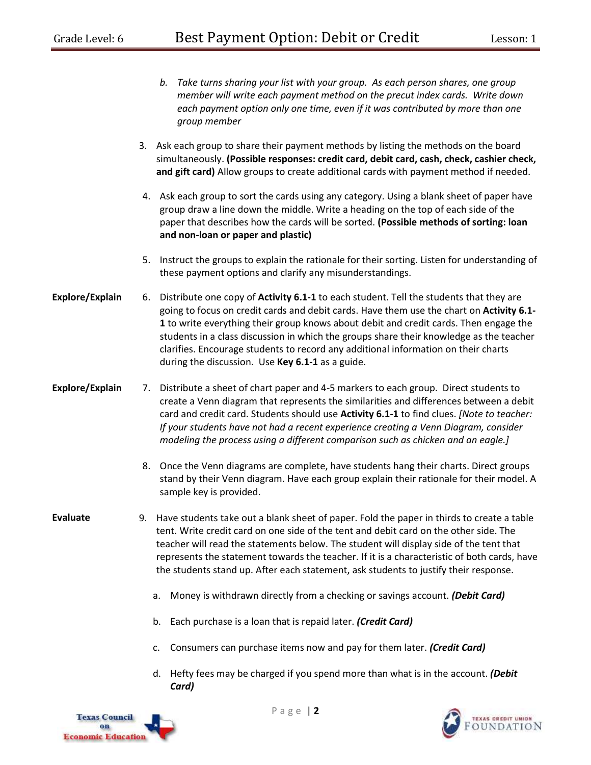b. *Take turns sharing your list with your group. As each person shares, one group member will write each payment method on the precut index cards. Write down each payment option only one time, even if it was contributed by more than one group member*

3. Ask each group to share their payment methods by listing the methods on the board simultaneously. **(Possible responses: credit card, debit card, cash, check, cashier check, and gift card)** Allow groups to create additional cards with payment method if needed.

4. Ask each group to sort the cards using any category. Using a blank sheet of paper have group draw a line down the middle. Write a heading on the top of each side of the paper that describes how the cards will be sorted. **(Possible methods of sorting: loan and non-loan or paper and plastic)**

5. Instruct the groups to explain the rationale for their sorting. Listen for understanding of these payment options and clarify any misunderstandings.

**Explore/Explain**

6. Distribute one copy of **Activity 6.1-1** to each student. Tell the students that they are going to focus on credit cards and debit cards. Have them use the chart on **Activity 6.1-1** to write everything their group knows about debit and credit cards. Then engage the students in a class discussion in which the groups share their knowledge as the teacher clarifies. Encourage students to record any additional information on their charts during the discussion. Use **Key 6.1-1** as a guide.

**Explore/Explain**

7. Distribute a sheet of chart paper and 4-5 markers to each group. Direct students to create a Venn diagram that represents the similarities and differences between a debit card and credit card. Students should use **Activity 6.1-1** to find clues. *[Note to teacher: If your students have not had a recent experience creating a Venn Diagram, consider modeling the process using a different comparison such as chicken and an eagle.]*

8. Once the Venn diagrams are complete, have students hang their charts. Direct groups stand by their Venn diagram. Have each group explain their rationale for their model. A sample key is provided.

**Evaluate**

9. Have students take out a blank sheet of paper. Fold the paper in thirds to create a table tent. Write credit card on one side of the tent and debit card on the other side. The teacher will read the statements below. The student will display side of the tent that represents the statement towards the teacher. If it is a characteristic of both cards, have the students stand up. After each statement, ask students to justify their response.

   a. Money is withdrawn directly from a checking or savings account. ***(Debit Card)***

   b. Each purchase is a loan that is repaid later. ***(Credit Card)***

   c. Consumers can purchase items now and pay for them later. ***(Credit Card)***

   d. Hefty fees may be charged if you spend more than what is in the account. ***(Debit Card)***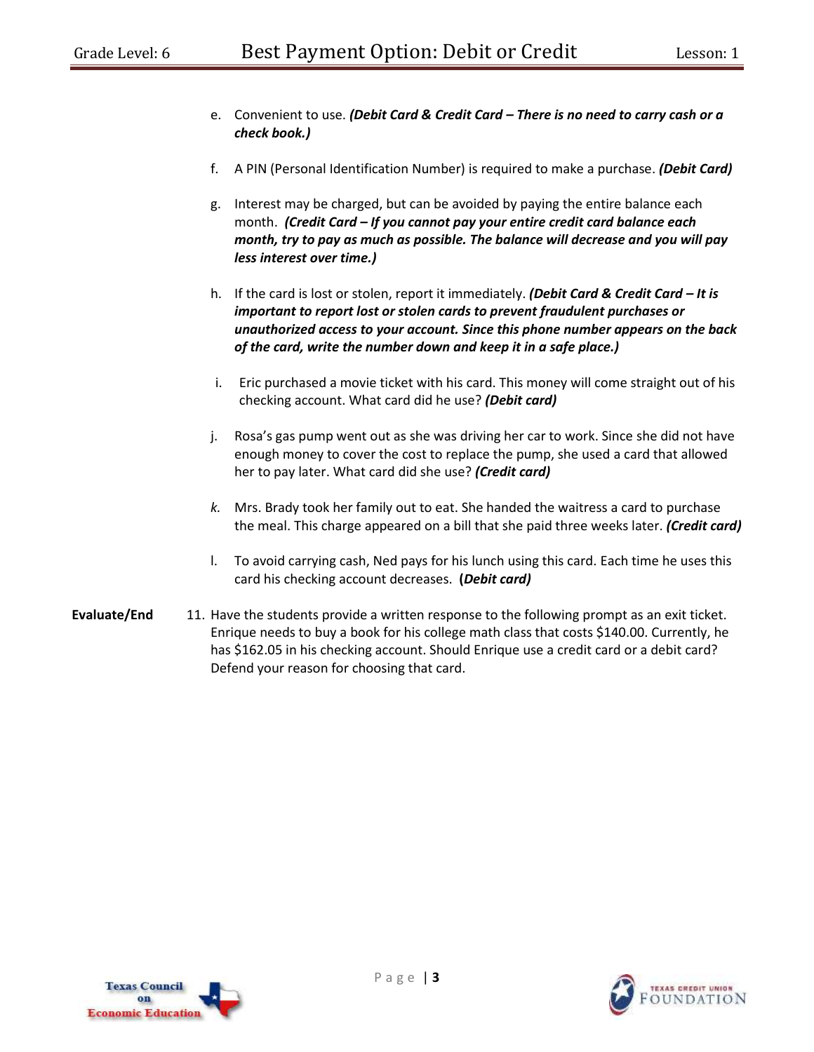e. Convenient to use. ***(Debit Card & Credit Card – There is no need to carry cash or a check book.)***

f. A PIN (Personal Identification Number) is required to make a purchase. ***(Debit Card)***

g. Interest may be charged, but can be avoided by paying the entire balance each month. ***(Credit Card – If you cannot pay your entire credit card balance each month, try to pay as much as possible. The balance will decrease and you will pay less interest over time.)***

h. If the card is lost or stolen, report it immediately. ***(Debit Card & Credit Card – It is important to report lost or stolen cards to prevent fraudulent purchases or unauthorized access to your account. Since this phone number appears on the back of the card, write the number down and keep it in a safe place.)***

i. Eric purchased a movie ticket with his card. This money will come straight out of his checking account. What card did he use? ***(Debit card)***

j. Rosa's gas pump went out as she was driving her car to work. Since she did not have enough money to cover the cost to replace the pump, she used a card that allowed her to pay later. What card did she use? ***(Credit card)***

*k.* Mrs. Brady took her family out to eat. She handed the waitress a card to purchase the meal. This charge appeared on a bill that she paid three weeks later. ***(Credit card)***

l. To avoid carrying cash, Ned pays for his lunch using this card. Each time he uses this card his checking account decreases. **(*Debit card)***

**Evaluate/End**

11. Have the students provide a written response to the following prompt as an exit ticket. Enrique needs to buy a book for his college math class that costs $140.00. Currently, he has $162.05 in his checking account. Should Enrique use a credit card or a debit card? Defend your reason for choosing that card.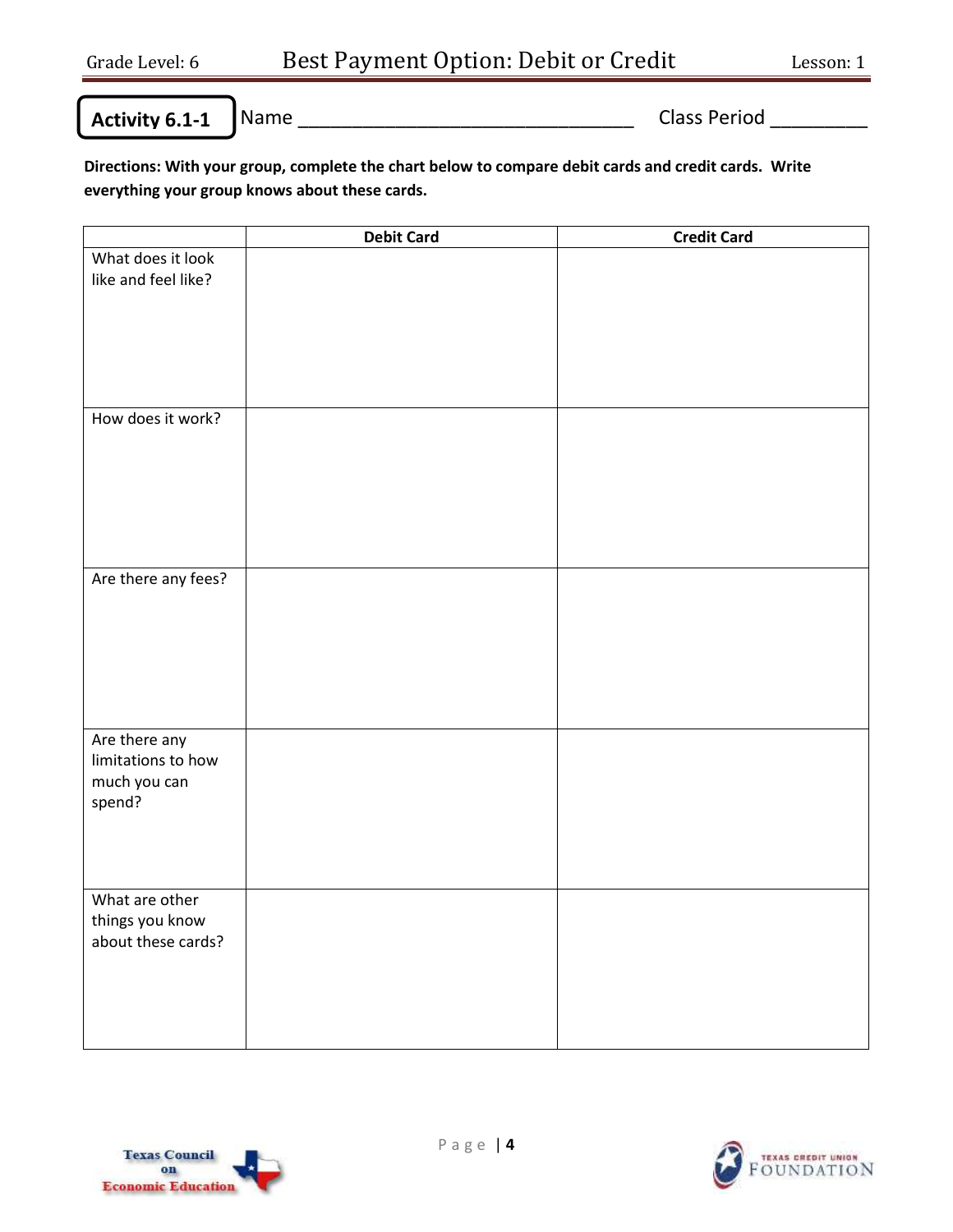**Activity 6.1-1** Name ________________________________ Class Period _________

**Directions: With your group, complete the chart below to compare debit cards and credit cards. Write everything your group knows about these cards.**

| | Debit Card | Credit Card |
|---|---|---|
| What does it look like and feel like? | | |
| How does it work? | | |
| Are there any fees? | | |
| Are there any limitations to how much you can spend? | | |
| What are other things you know about these cards? | | |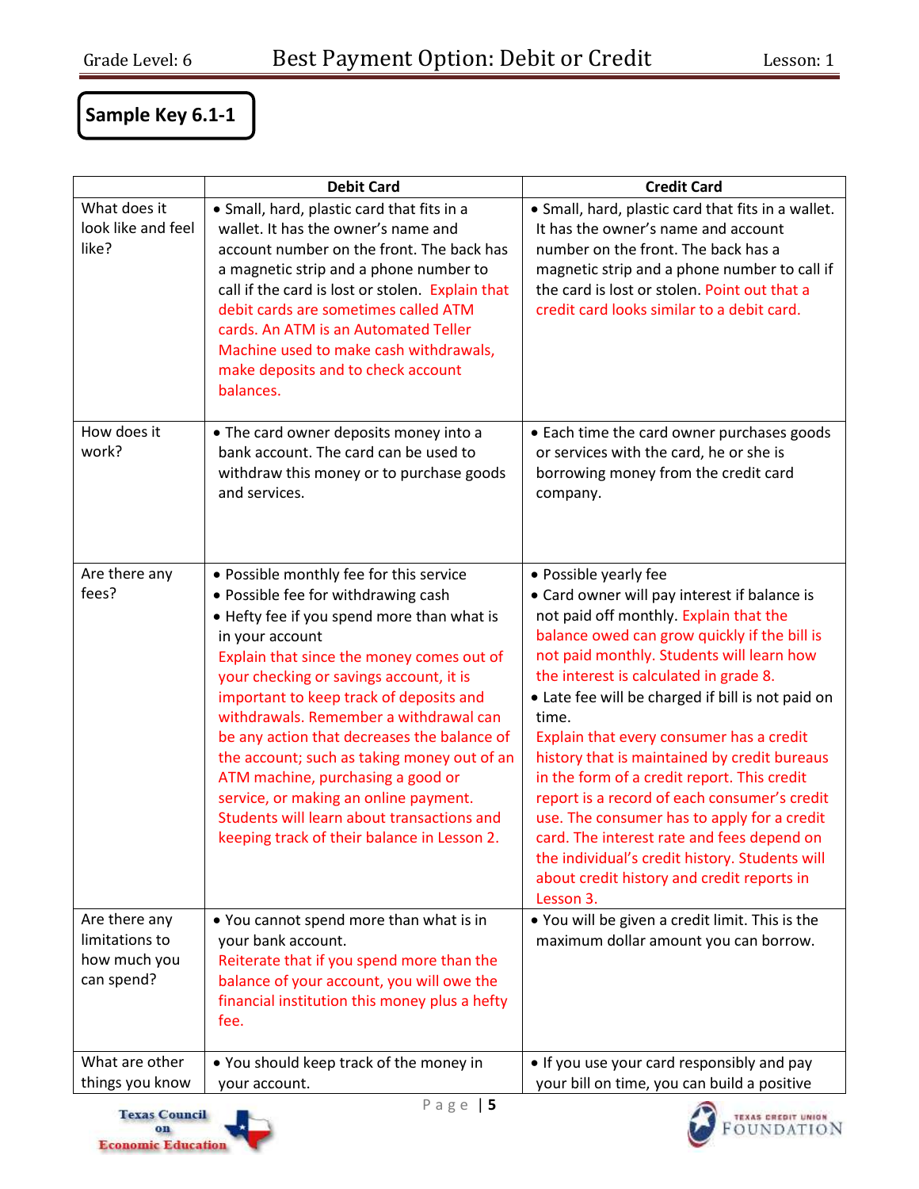**Sample Key 6.1-1**

| | Debit Card | Credit Card |
|---|---|---|
| What does it look like and feel like? | • Small, hard, plastic card that fits in a wallet. It has the owner's name and account number on the front. The back has a magnetic strip and a phone number to call if the card is lost or stolen. Explain that debit cards are sometimes called ATM cards. An ATM is an Automated Teller Machine used to make cash withdrawals, make deposits and to check account balances. | • Small, hard, plastic card that fits in a wallet. It has the owner's name and account number on the front. The back has a magnetic strip and a phone number to call if the card is lost or stolen. Point out that a credit card looks similar to a debit card. |
| How does it work? | • The card owner deposits money into a bank account. The card can be used to withdraw this money or to purchase goods and services. | • Each time the card owner purchases goods or services with the card, he or she is borrowing money from the credit card company. |
| Are there any fees? | • Possible monthly fee for this service<br>• Possible fee for withdrawing cash<br>• Hefty fee if you spend more than what is in your account<br>Explain that since the money comes out of your checking or savings account, it is important to keep track of deposits and withdrawals. Remember a withdrawal can be any action that decreases the balance of the account; such as taking money out of an ATM machine, purchasing a good or service, or making an online payment. Students will learn about transactions and keeping track of their balance in Lesson 2. | • Possible yearly fee<br>• Card owner will pay interest if balance is not paid off monthly. Explain that the balance owed can grow quickly if the bill is not paid monthly. Students will learn how the interest is calculated in grade 8.<br>• Late fee will be charged if bill is not paid on time.<br>Explain that every consumer has a credit history that is maintained by credit bureaus in the form of a credit report. This credit report is a record of each consumer's credit use. The consumer has to apply for a credit card. The interest rate and fees depend on the individual's credit history. Students will about credit history and credit reports in Lesson 3. |
| Are there any limitations to how much you can spend? | • You cannot spend more than what is in your bank account.<br>Reiterate that if you spend more than the balance of your account, you will owe the financial institution this money plus a hefty fee. | • You will be given a credit limit. This is the maximum dollar amount you can borrow. |
| What are other things you know | • You should keep track of the money in your account. | • If you use your card responsibly and pay your bill on time, you can build a positive |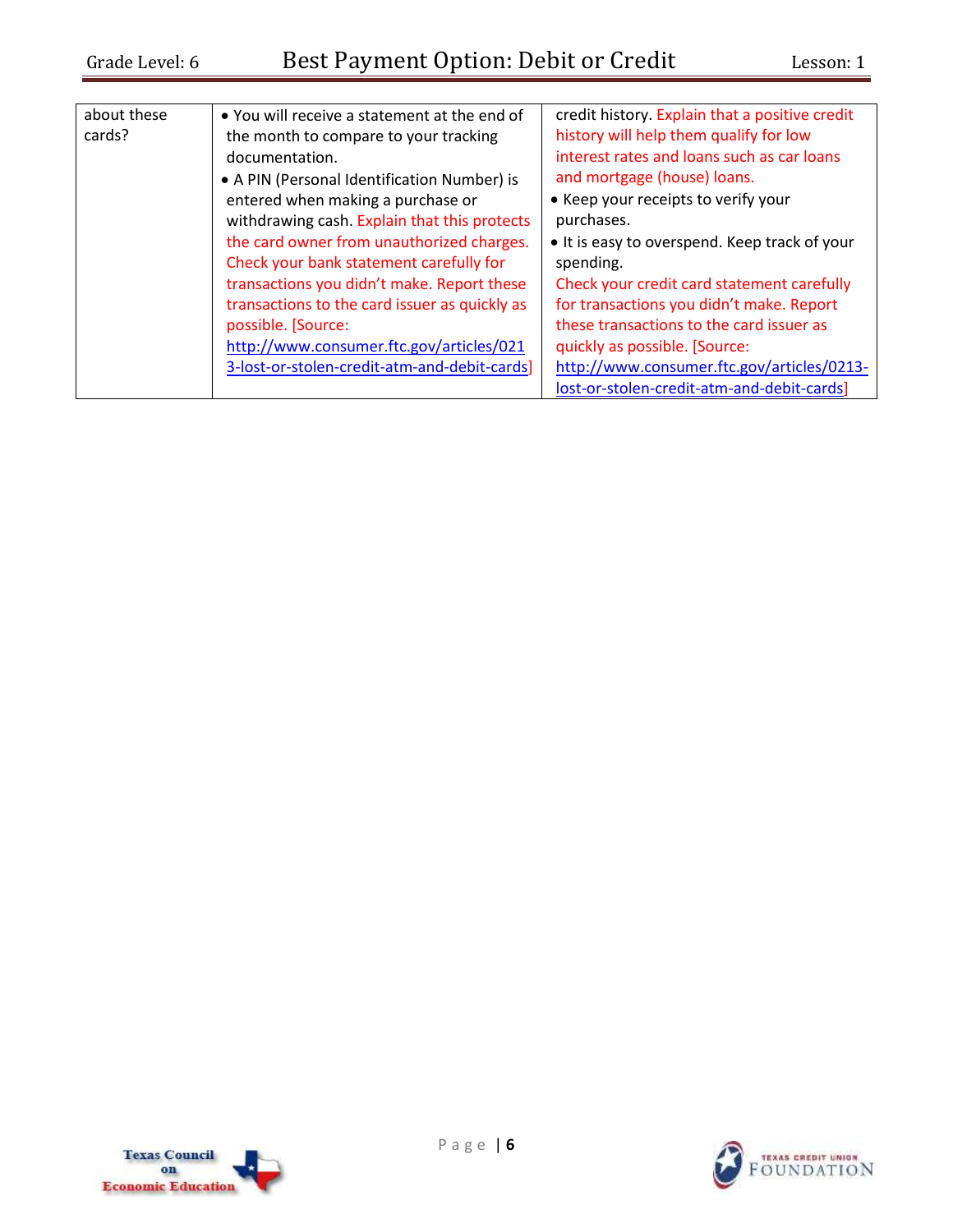| | | |
|---|---|---|
| about these cards? | • You will receive a statement at the end of the month to compare to your tracking documentation.<br>• A PIN (Personal Identification Number) is entered when making a purchase or withdrawing cash. Explain that this protects the card owner from unauthorized charges. Check your bank statement carefully for transactions you didn't make. Report these transactions to the card issuer as quickly as possible. [Source: http://www.consumer.ftc.gov/articles/0213-lost-or-stolen-credit-atm-and-debit-cards] | credit history. Explain that a positive credit history will help them qualify for low interest rates and loans such as car loans and mortgage (house) loans.<br>• Keep your receipts to verify your purchases.<br>• It is easy to overspend. Keep track of your spending.<br>Check your credit card statement carefully for transactions you didn't make. Report these transactions to the card issuer as quickly as possible. [Source: http://www.consumer.ftc.gov/articles/0213-lost-or-stolen-credit-atm-and-debit-cards] |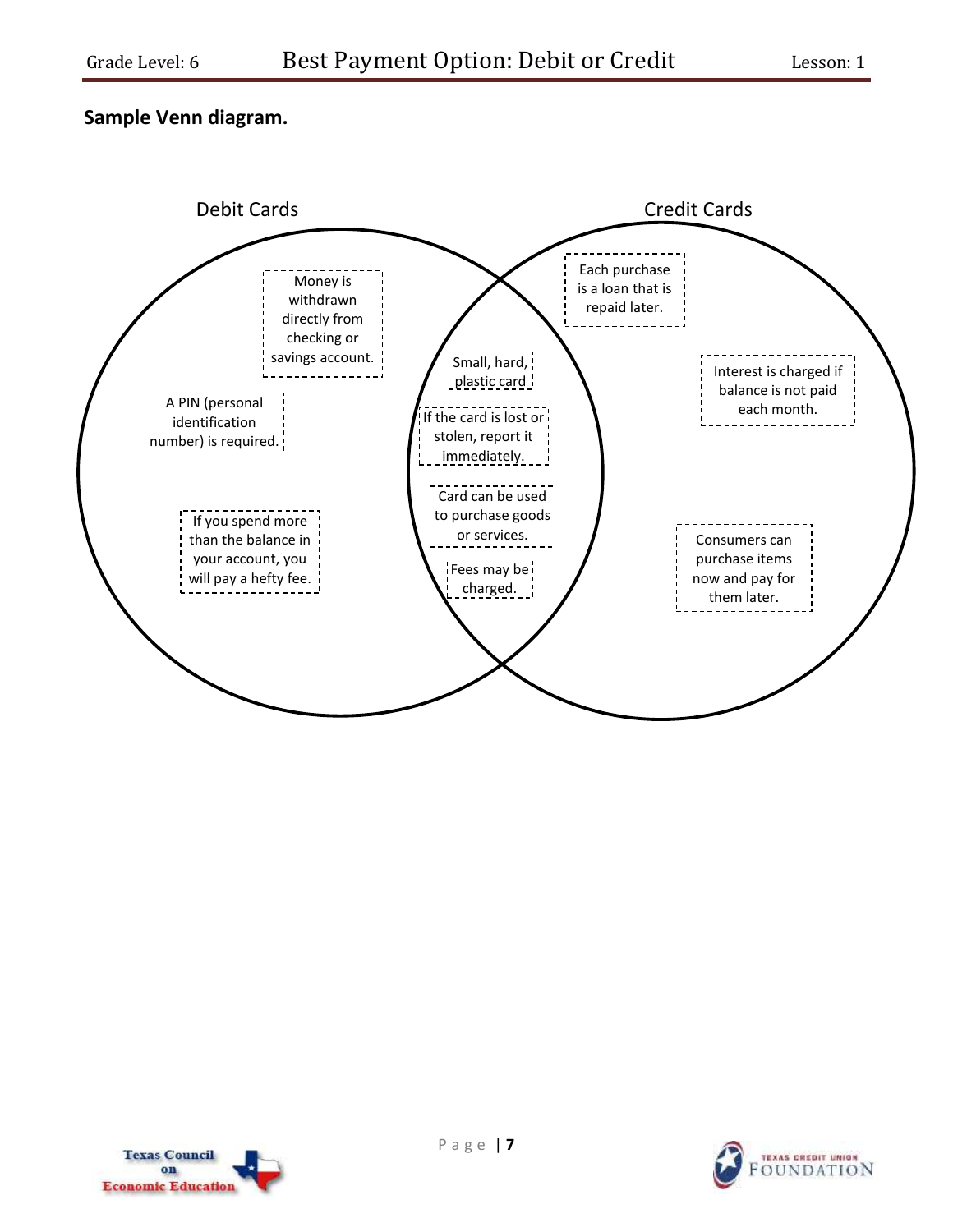**Sample Venn diagram.**

Debit Cards

Money is withdrawn directly from checking or savings account.

A PIN (personal identification number) is required.

If you spend more than the balance in your account, you will pay a hefty fee.

Small, hard, plastic card

If the card is lost or stolen, report it immediately.

Card can be used to purchase goods or services.

Fees may be charged.

Credit Cards

Each purchase is a loan that is repaid later.

Interest is charged if balance is not paid each month.

Consumers can purchase items now and pay for them later.